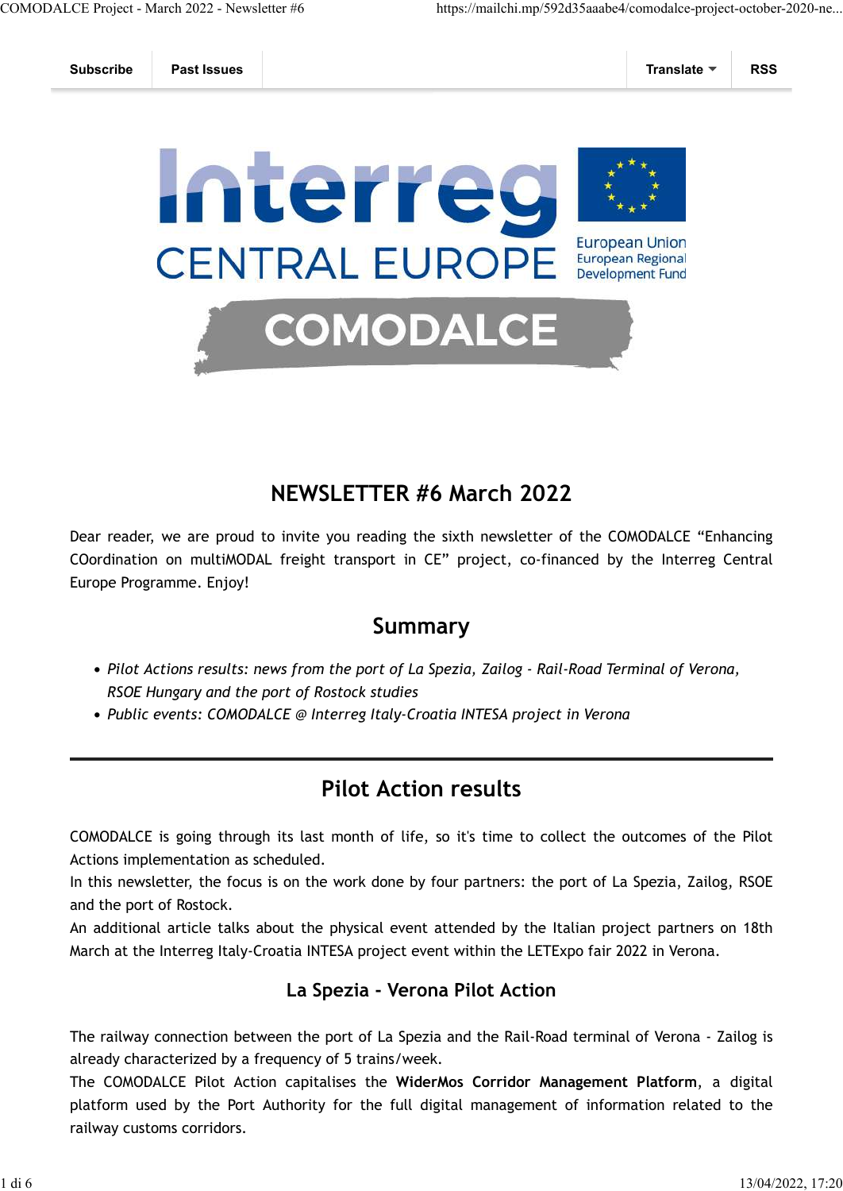Subscribe | Past Issues | Translate | RSS

## NEWSLETTER #6 March 2022

Dear reader, we are proud to invite you reading the sixth newsletter of the COMODALCE “Enhancing COordination on multiMODAL freight transport in CE” project, co-financed by the Interreg Central Europe Programme. Enjoy!

## Summary

- *Pilot Actions results: news from the port of La Spezia, Zailog - Rail-Road Terminal of Verona, RSOE Hungary and the port of Rostock studies*
- *Public events: COMODALCE @ Interreg Italy-Croatia INTESA project in Verona*

---

## Pilot Action results

COMODALCE is going through its last month of life, so it's time to collect the outcomes of the Pilot Actions implementation as scheduled.
In this newsletter, the focus is on the work done by four partners: the port of La Spezia, Zailog, RSOE and the port of Rostock.
An additional article talks about the physical event attended by the Italian project partners on 18th March at the Interreg Italy-Croatia INTESA project event within the LETExpo fair 2022 in Verona.

### La Spezia - Verona Pilot Action

The railway connection between the port of La Spezia and the Rail-Road terminal of Verona - Zailog is already characterized by a frequency of 5 trains/week.
The COMODALCE Pilot Action capitalises the **WiderMos Corridor Management Platform**, a digital platform used by the Port Authority for the full digital management of information related to the railway customs corridors.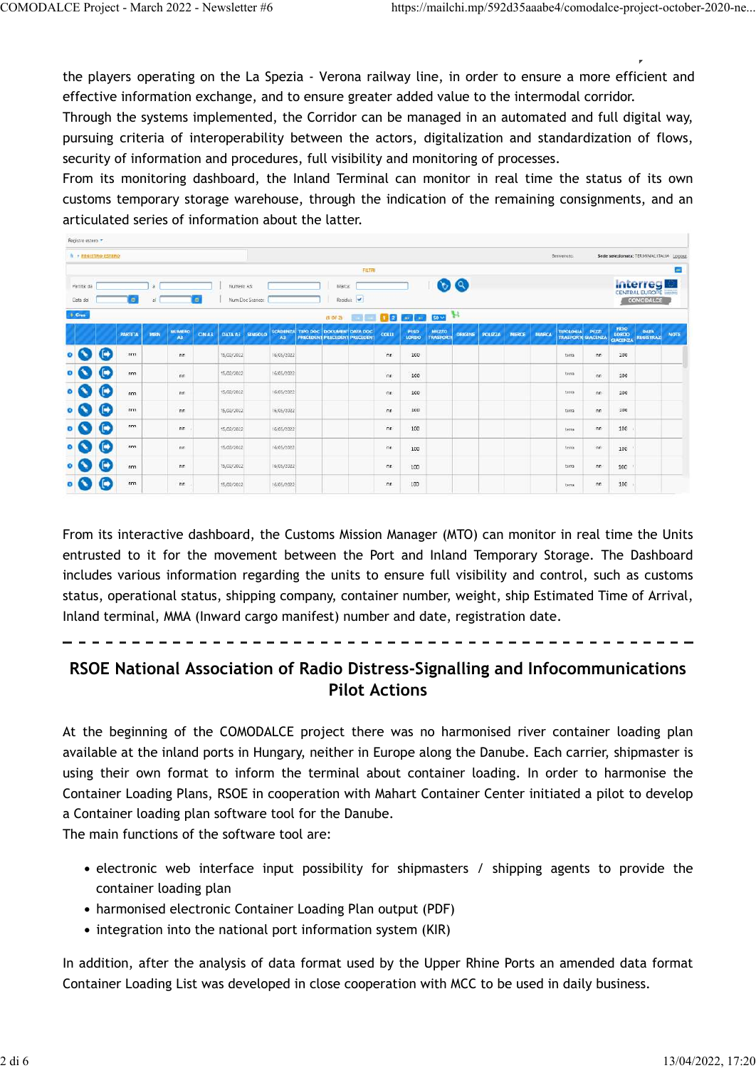the players operating on the La Spezia - Verona railway line, in order to ensure a more efficient and effective information exchange, and to ensure greater added value to the intermodal corridor.
Through the systems implemented, the Corridor can be managed in an automated and full digital way, pursuing criteria of interoperability between the actors, digitalization and standardization of flows, security of information and procedures, full visibility and monitoring of processes.
From its monitoring dashboard, the Inland Terminal can monitor in real time the status of its own customs temporary storage warehouse, through the indication of the remaining consignments, and an articulated series of information about the latter.

From its interactive dashboard, the Customs Mission Manager (MTO) can monitor in real time the Units entrusted to it for the movement between the Port and Inland Temporary Storage. The Dashboard includes various information regarding the units to ensure full visibility and control, such as customs status, operational status, shipping company, container number, weight, ship Estimated Time of Arrival, Inland terminal, MMA (Inward cargo manifest) number and date, registration date.

---

## RSOE National Association of Radio Distress-Signalling and Infocommunications Pilot Actions

At the beginning of the COMODALCE project there was no harmonised river container loading plan available at the inland ports in Hungary, neither in Europe along the Danube. Each carrier, shipmaster is using their own format to inform the terminal about container loading. In order to harmonise the Container Loading Plans, RSOE in cooperation with Mahart Container Center initiated a pilot to develop a Container loading plan software tool for the Danube.
The main functions of the software tool are:

- electronic web interface input possibility for shipmasters / shipping agents to provide the container loading plan
- harmonised electronic Container Loading Plan output (PDF)
- integration into the national port information system (KIR)

In addition, after the analysis of data format used by the Upper Rhine Ports an amended data format Container Loading List was developed in close cooperation with MCC to be used in daily business.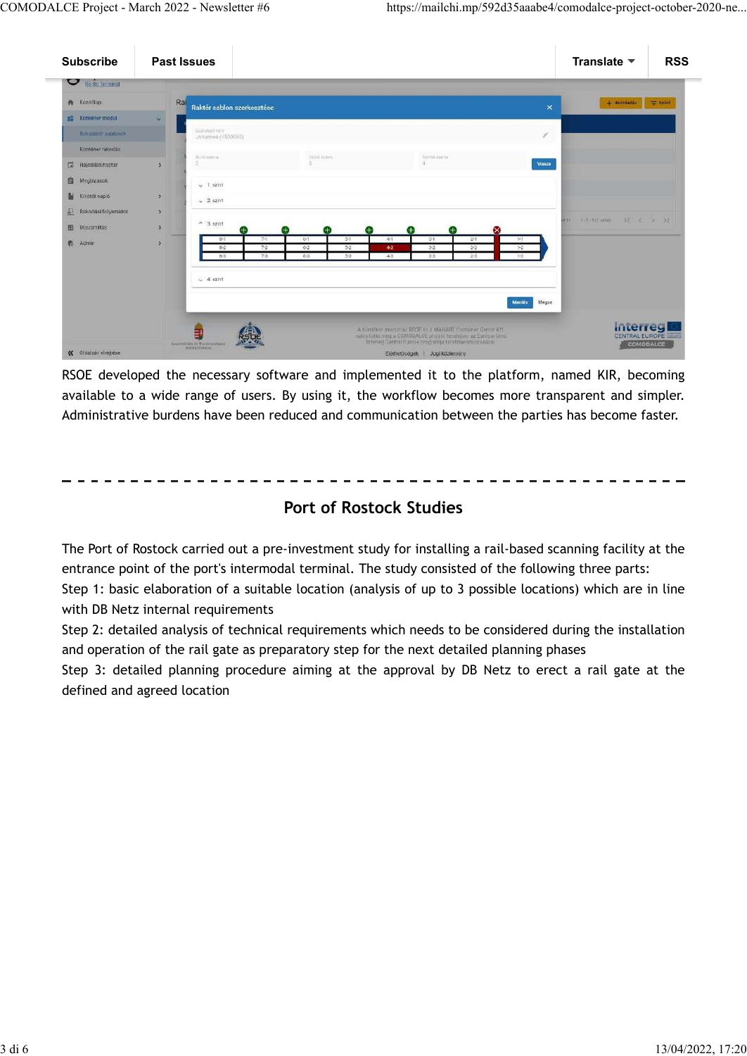RSOE developed the necessary software and implemented it to the platform, named KIR, becoming available to a wide range of users. By using it, the workflow becomes more transparent and simpler. Administrative burdens have been reduced and communication between the parties has become faster.

---

## Port of Rostock Studies

The Port of Rostock carried out a pre-investment study for installing a rail-based scanning facility at the entrance point of the port's intermodal terminal. The study consisted of the following three parts:

Step 1: basic elaboration of a suitable location (analysis of up to 3 possible locations) which are in line with DB Netz internal requirements

Step 2: detailed analysis of technical requirements which needs to be considered during the installation and operation of the rail gate as preparatory step for the next detailed planning phases

Step 3: detailed planning procedure aiming at the approval by DB Netz to erect a rail gate at the defined and agreed location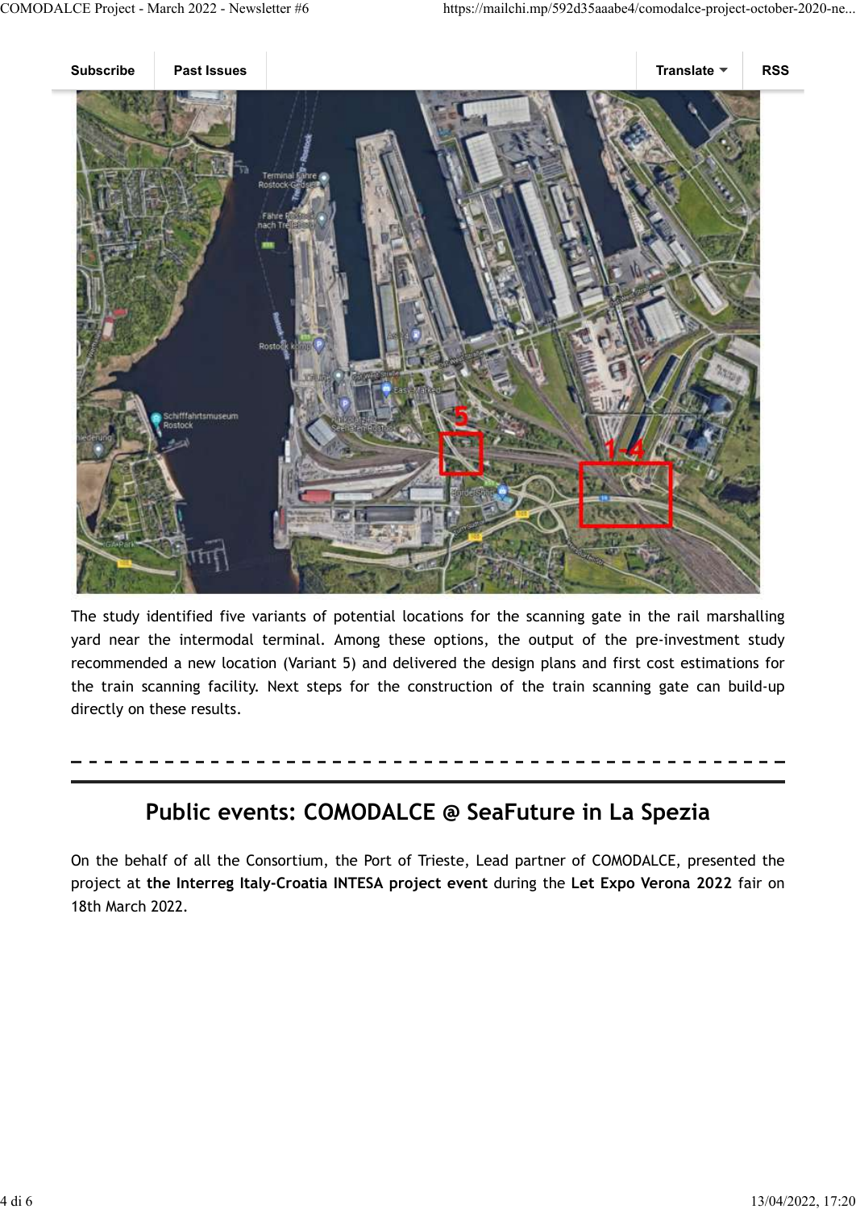The study identified five variants of potential locations for the scanning gate in the rail marshalling yard near the intermodal terminal. Among these options, the output of the pre-investment study recommended a new location (Variant 5) and delivered the design plans and first cost estimations for the train scanning facility. Next steps for the construction of the train scanning gate can build-up directly on these results.

---

## Public events: COMODALCE @ SeaFuture in La Spezia

On the behalf of all the Consortium, the Port of Trieste, Lead partner of COMODALCE, presented the project at **the Interreg Italy-Croatia INTESA project event** during the **Let Expo Verona 2022** fair on 18th March 2022.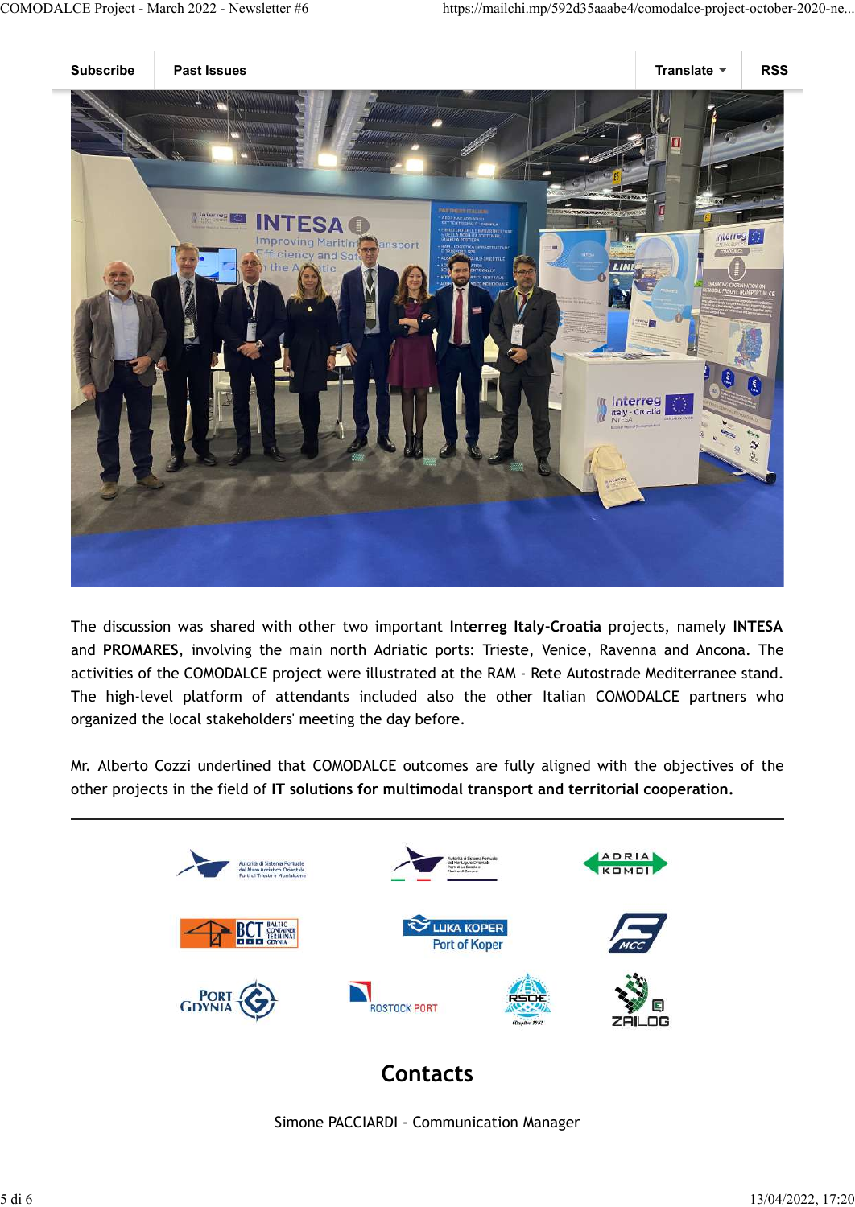Subscribe | Past Issues | Translate | RSS

The discussion was shared with other two important **Interreg Italy-Croatia** projects, namely **INTESA** and **PROMARES**, involving the main north Adriatic ports: Trieste, Venice, Ravenna and Ancona. The activities of the COMODALCE project were illustrated at the RAM - Rete Autostrade Mediterranee stand. The high-level platform of attendants included also the other Italian COMODALCE partners who organized the local stakeholders' meeting the day before.

Mr. Alberto Cozzi underlined that COMODALCE outcomes are fully aligned with the objectives of the other projects in the field of **IT solutions for multimodal transport and territorial cooperation.**

---

## Contacts

Simone PACCIARDI - Communication Manager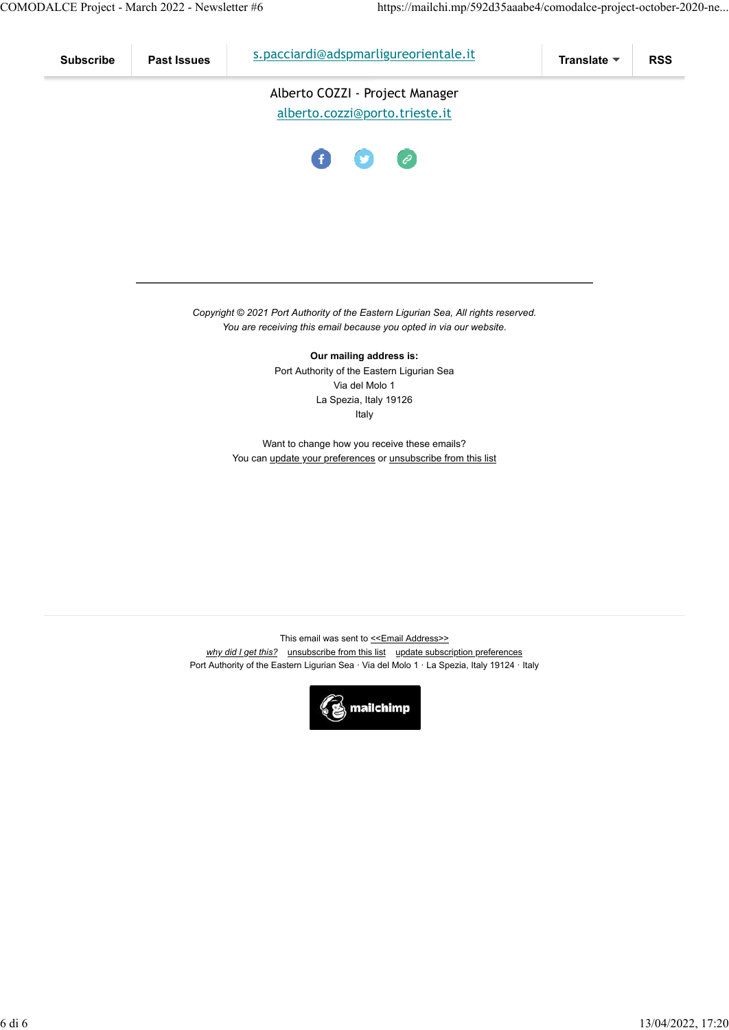Subscribe | Past Issues | s.pacciardi@adspmarligureorientale.it | Translate | RSS

Alberto COZZI - Project Manager
alberto.cozzi@porto.trieste.it

---

*Copyright © 2021 Port Authority of the Eastern Ligurian Sea, All rights reserved.*
*You are receiving this email because you opted in via our website.*

**Our mailing address is:**
Port Authority of the Eastern Ligurian Sea
Via del Molo 1
La Spezia, Italy 19126
Italy

Want to change how you receive these emails?
You can update your preferences or unsubscribe from this list

This email was sent to <<Email Address>>
*why did I get this?* unsubscribe from this list update subscription preferences
Port Authority of the Eastern Ligurian Sea · Via del Molo 1 · La Spezia, Italy 19124 · Italy

mailchimp